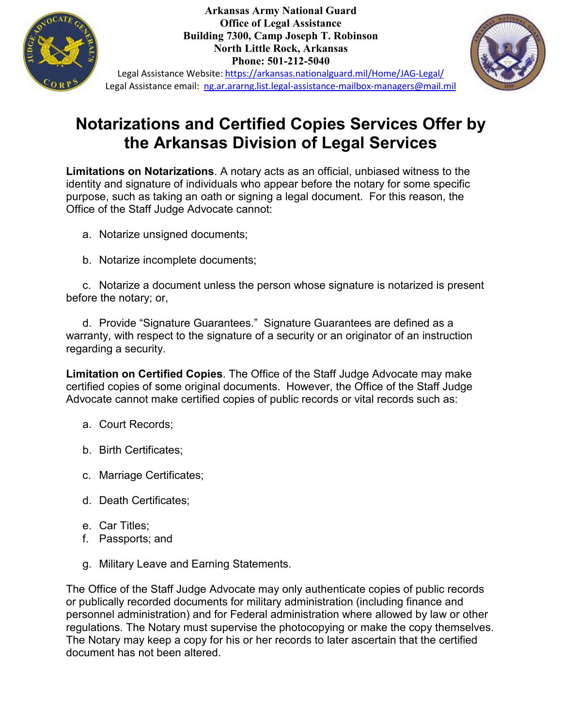**Arkansas Army National Guard**
**Office of Legal Assistance**
**Building 7300, Camp Joseph T. Robinson**
**North Little Rock, Arkansas**
**Phone: 501-212-5040**

Legal Assistance Website: https://arkansas.nationalguard.mil/Home/JAG-Legal/
Legal Assistance email: ng.ar.ararng.list.legal-assistance-mailbox-managers@mail.mil

# Notarizations and Certified Copies Services Offer by the Arkansas Division of Legal Services

**Limitations on Notarizations**. A notary acts as an official, unbiased witness to the identity and signature of individuals who appear before the notary for some specific purpose, such as taking an oath or signing a legal document. For this reason, the Office of the Staff Judge Advocate cannot:

a. Notarize unsigned documents;

b. Notarize incomplete documents;

c. Notarize a document unless the person whose signature is notarized is present before the notary; or,

d. Provide "Signature Guarantees." Signature Guarantees are defined as a warranty, with respect to the signature of a security or an originator of an instruction regarding a security.

**Limitation on Certified Copies**. The Office of the Staff Judge Advocate may make certified copies of some original documents. However, the Office of the Staff Judge Advocate cannot make certified copies of public records or vital records such as:

a. Court Records;

b. Birth Certificates;

c. Marriage Certificates;

d. Death Certificates;

e. Car Titles;

f. Passports; and

g. Military Leave and Earning Statements.

The Office of the Staff Judge Advocate may only authenticate copies of public records or publically recorded documents for military administration (including finance and personnel administration) and for Federal administration where allowed by law or other regulations. The Notary must supervise the photocopying or make the copy themselves. The Notary may keep a copy for his or her records to later ascertain that the certified document has not been altered.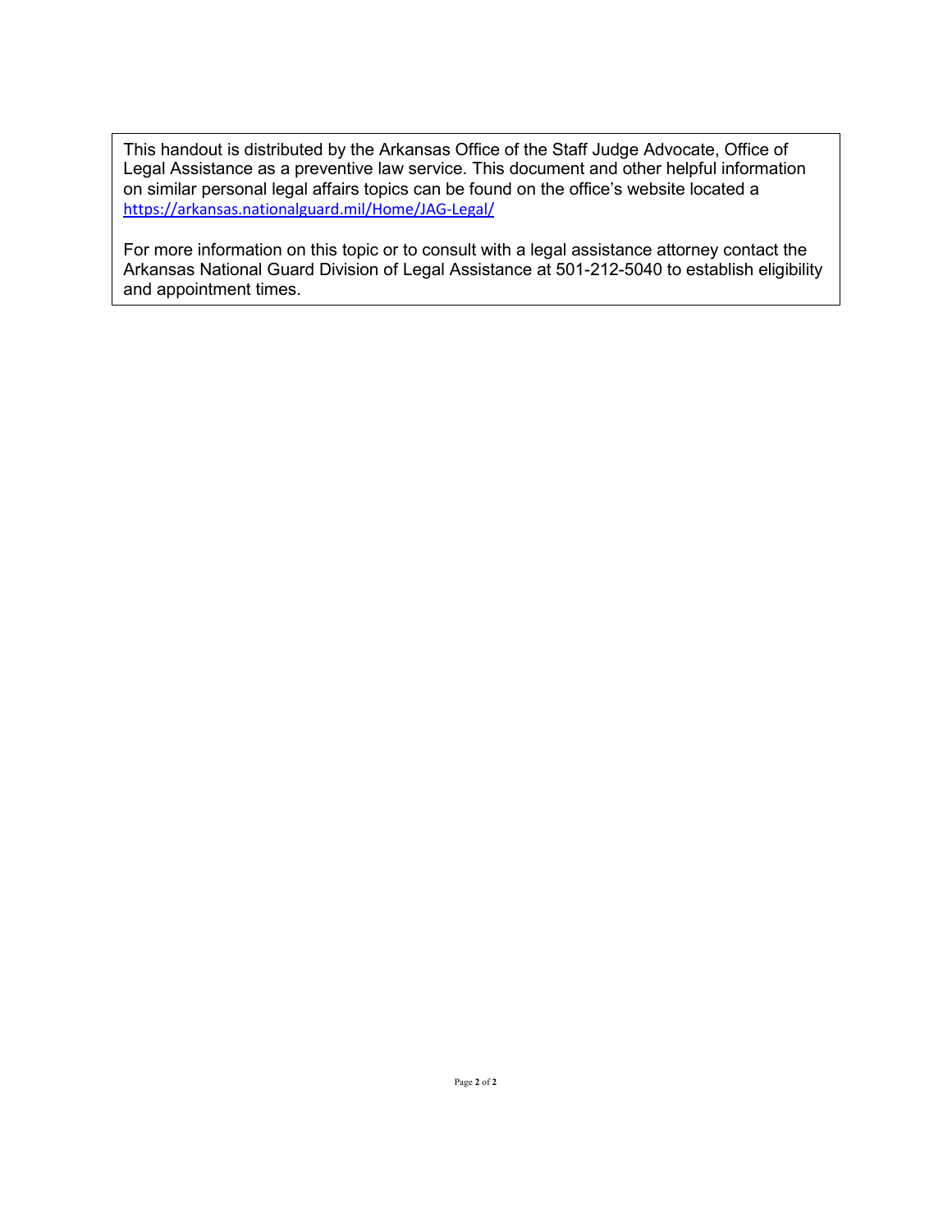This handout is distributed by the Arkansas Office of the Staff Judge Advocate, Office of Legal Assistance as a preventive law service. This document and other helpful information on similar personal legal affairs topics can be found on the office's website located a https://arkansas.nationalguard.mil/Home/JAG-Legal/

For more information on this topic or to consult with a legal assistance attorney contact the Arkansas National Guard Division of Legal Assistance at 501-212-5040 to establish eligibility and appointment times.